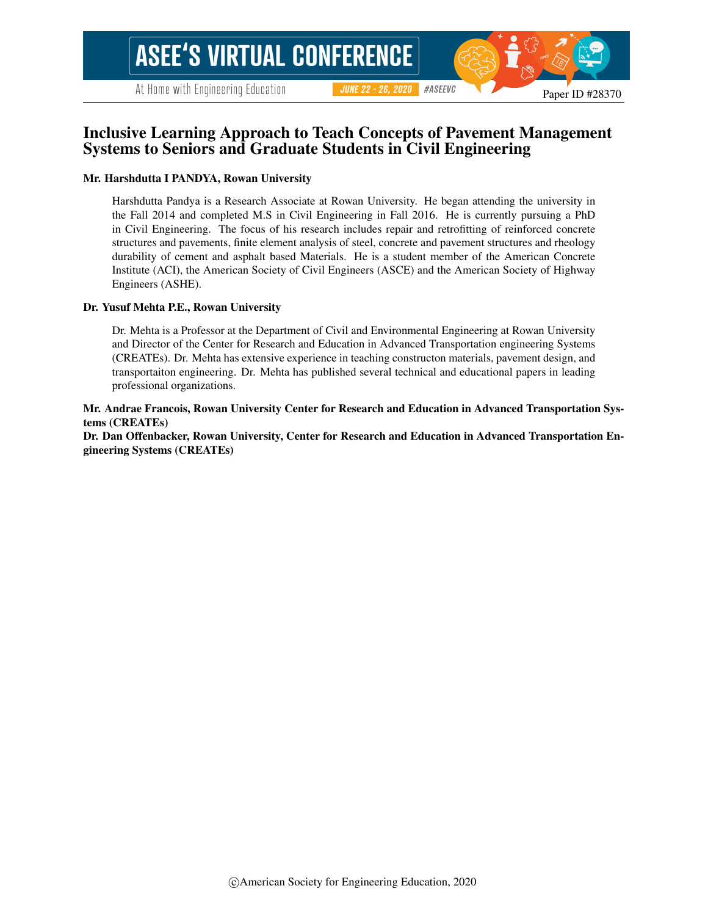# Inclusive Learning Approach to Teach Concepts of Pavement Management Systems to Seniors and Graduate Students in Civil Engineering

**Mr. Harshdutta I PANDYA, Rowan University**

Harshdutta Pandya is a Research Associate at Rowan University. He began attending the university in the Fall 2014 and completed M.S in Civil Engineering in Fall 2016. He is currently pursuing a PhD in Civil Engineering. The focus of his research includes repair and retrofitting of reinforced concrete structures and pavements, finite element analysis of steel, concrete and pavement structures and rheology durability of cement and asphalt based Materials. He is a student member of the American Concrete Institute (ACI), the American Society of Civil Engineers (ASCE) and the American Society of Highway Engineers (ASHE).

**Dr. Yusuf Mehta P.E., Rowan University**

Dr. Mehta is a Professor at the Department of Civil and Environmental Engineering at Rowan University and Director of the Center for Research and Education in Advanced Transportation engineering Systems (CREATEs). Dr. Mehta has extensive experience in teaching constructon materials, pavement design, and transportaiton engineering. Dr. Mehta has published several technical and educational papers in leading professional organizations.

**Mr. Andrae Francois, Rowan University Center for Research and Education in Advanced Transportation Systems (CREATEs)**

**Dr. Dan Offenbacker, Rowan University, Center for Research and Education in Advanced Transportation Engineering Systems (CREATEs)**

©American Society for Engineering Education, 2020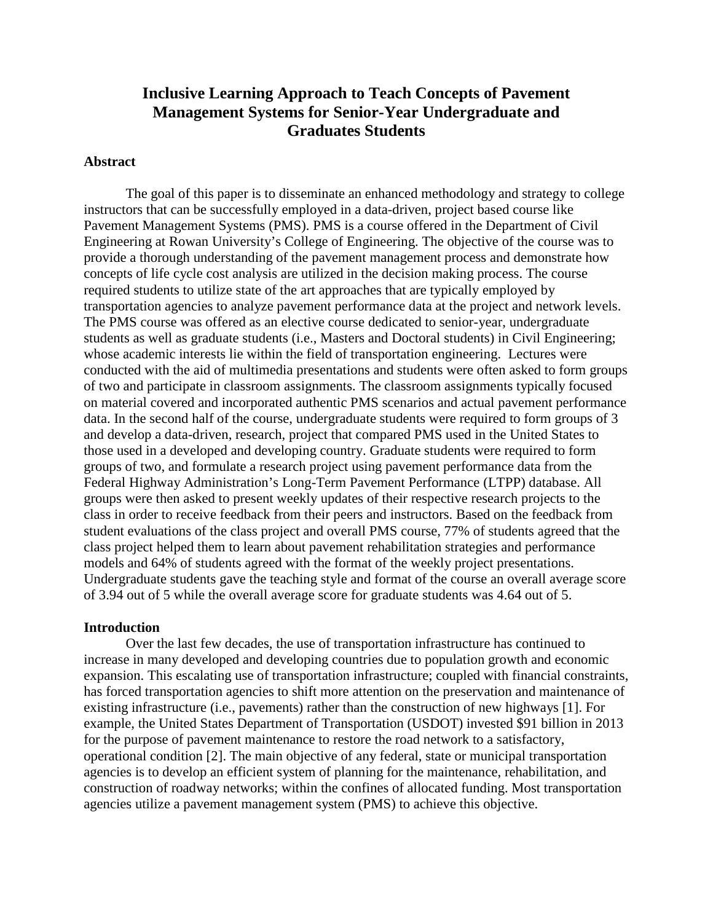# Inclusive Learning Approach to Teach Concepts of Pavement Management Systems for Senior-Year Undergraduate and Graduates Students

## Abstract

The goal of this paper is to disseminate an enhanced methodology and strategy to college instructors that can be successfully employed in a data-driven, project based course like Pavement Management Systems (PMS). PMS is a course offered in the Department of Civil Engineering at Rowan University's College of Engineering. The objective of the course was to provide a thorough understanding of the pavement management process and demonstrate how concepts of life cycle cost analysis are utilized in the decision making process. The course required students to utilize state of the art approaches that are typically employed by transportation agencies to analyze pavement performance data at the project and network levels. The PMS course was offered as an elective course dedicated to senior-year, undergraduate students as well as graduate students (i.e., Masters and Doctoral students) in Civil Engineering; whose academic interests lie within the field of transportation engineering. Lectures were conducted with the aid of multimedia presentations and students were often asked to form groups of two and participate in classroom assignments. The classroom assignments typically focused on material covered and incorporated authentic PMS scenarios and actual pavement performance data. In the second half of the course, undergraduate students were required to form groups of 3 and develop a data-driven, research, project that compared PMS used in the United States to those used in a developed and developing country. Graduate students were required to form groups of two, and formulate a research project using pavement performance data from the Federal Highway Administration's Long-Term Pavement Performance (LTPP) database. All groups were then asked to present weekly updates of their respective research projects to the class in order to receive feedback from their peers and instructors. Based on the feedback from student evaluations of the class project and overall PMS course, 77% of students agreed that the class project helped them to learn about pavement rehabilitation strategies and performance models and 64% of students agreed with the format of the weekly project presentations. Undergraduate students gave the teaching style and format of the course an overall average score of 3.94 out of 5 while the overall average score for graduate students was 4.64 out of 5.

## Introduction

Over the last few decades, the use of transportation infrastructure has continued to increase in many developed and developing countries due to population growth and economic expansion. This escalating use of transportation infrastructure; coupled with financial constraints, has forced transportation agencies to shift more attention on the preservation and maintenance of existing infrastructure (i.e., pavements) rather than the construction of new highways [1]. For example, the United States Department of Transportation (USDOT) invested \$91 billion in 2013 for the purpose of pavement maintenance to restore the road network to a satisfactory, operational condition [2]. The main objective of any federal, state or municipal transportation agencies is to develop an efficient system of planning for the maintenance, rehabilitation, and construction of roadway networks; within the confines of allocated funding. Most transportation agencies utilize a pavement management system (PMS) to achieve this objective.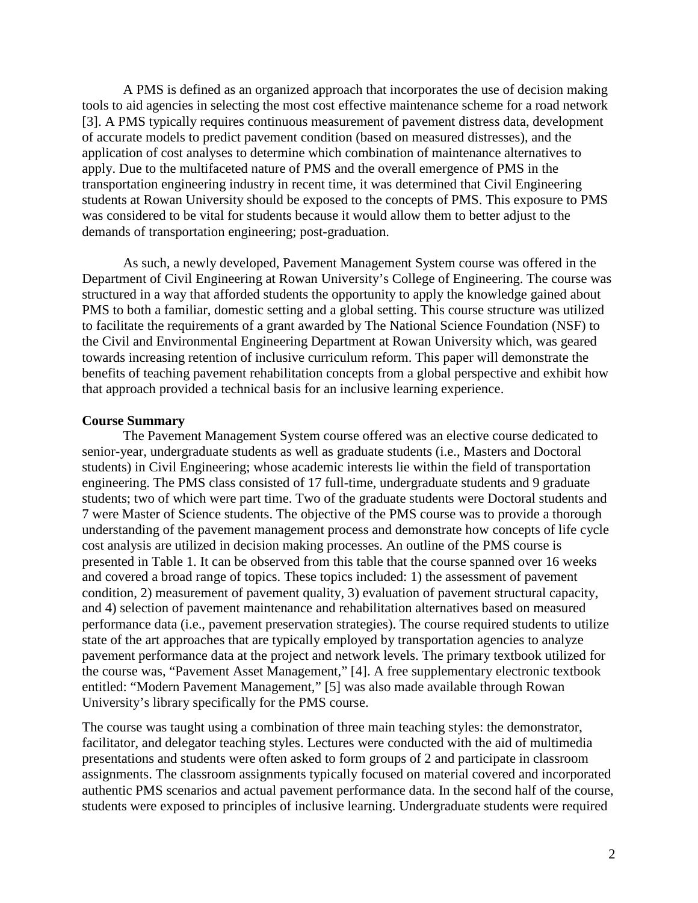A PMS is defined as an organized approach that incorporates the use of decision making tools to aid agencies in selecting the most cost effective maintenance scheme for a road network [3]. A PMS typically requires continuous measurement of pavement distress data, development of accurate models to predict pavement condition (based on measured distresses), and the application of cost analyses to determine which combination of maintenance alternatives to apply. Due to the multifaceted nature of PMS and the overall emergence of PMS in the transportation engineering industry in recent time, it was determined that Civil Engineering students at Rowan University should be exposed to the concepts of PMS. This exposure to PMS was considered to be vital for students because it would allow them to better adjust to the demands of transportation engineering; post-graduation.

As such, a newly developed, Pavement Management System course was offered in the Department of Civil Engineering at Rowan University's College of Engineering. The course was structured in a way that afforded students the opportunity to apply the knowledge gained about PMS to both a familiar, domestic setting and a global setting. This course structure was utilized to facilitate the requirements of a grant awarded by The National Science Foundation (NSF) to the Civil and Environmental Engineering Department at Rowan University which, was geared towards increasing retention of inclusive curriculum reform. This paper will demonstrate the benefits of teaching pavement rehabilitation concepts from a global perspective and exhibit how that approach provided a technical basis for an inclusive learning experience.

**Course Summary**

The Pavement Management System course offered was an elective course dedicated to senior-year, undergraduate students as well as graduate students (i.e., Masters and Doctoral students) in Civil Engineering; whose academic interests lie within the field of transportation engineering. The PMS class consisted of 17 full-time, undergraduate students and 9 graduate students; two of which were part time. Two of the graduate students were Doctoral students and 7 were Master of Science students. The objective of the PMS course was to provide a thorough understanding of the pavement management process and demonstrate how concepts of life cycle cost analysis are utilized in decision making processes. An outline of the PMS course is presented in Table 1. It can be observed from this table that the course spanned over 16 weeks and covered a broad range of topics. These topics included: 1) the assessment of pavement condition, 2) measurement of pavement quality, 3) evaluation of pavement structural capacity, and 4) selection of pavement maintenance and rehabilitation alternatives based on measured performance data (i.e., pavement preservation strategies). The course required students to utilize state of the art approaches that are typically employed by transportation agencies to analyze pavement performance data at the project and network levels. The primary textbook utilized for the course was, "Pavement Asset Management," [4]. A free supplementary electronic textbook entitled: "Modern Pavement Management," [5] was also made available through Rowan University's library specifically for the PMS course.

The course was taught using a combination of three main teaching styles: the demonstrator, facilitator, and delegator teaching styles. Lectures were conducted with the aid of multimedia presentations and students were often asked to form groups of 2 and participate in classroom assignments. The classroom assignments typically focused on material covered and incorporated authentic PMS scenarios and actual pavement performance data. In the second half of the course, students were exposed to principles of inclusive learning. Undergraduate students were required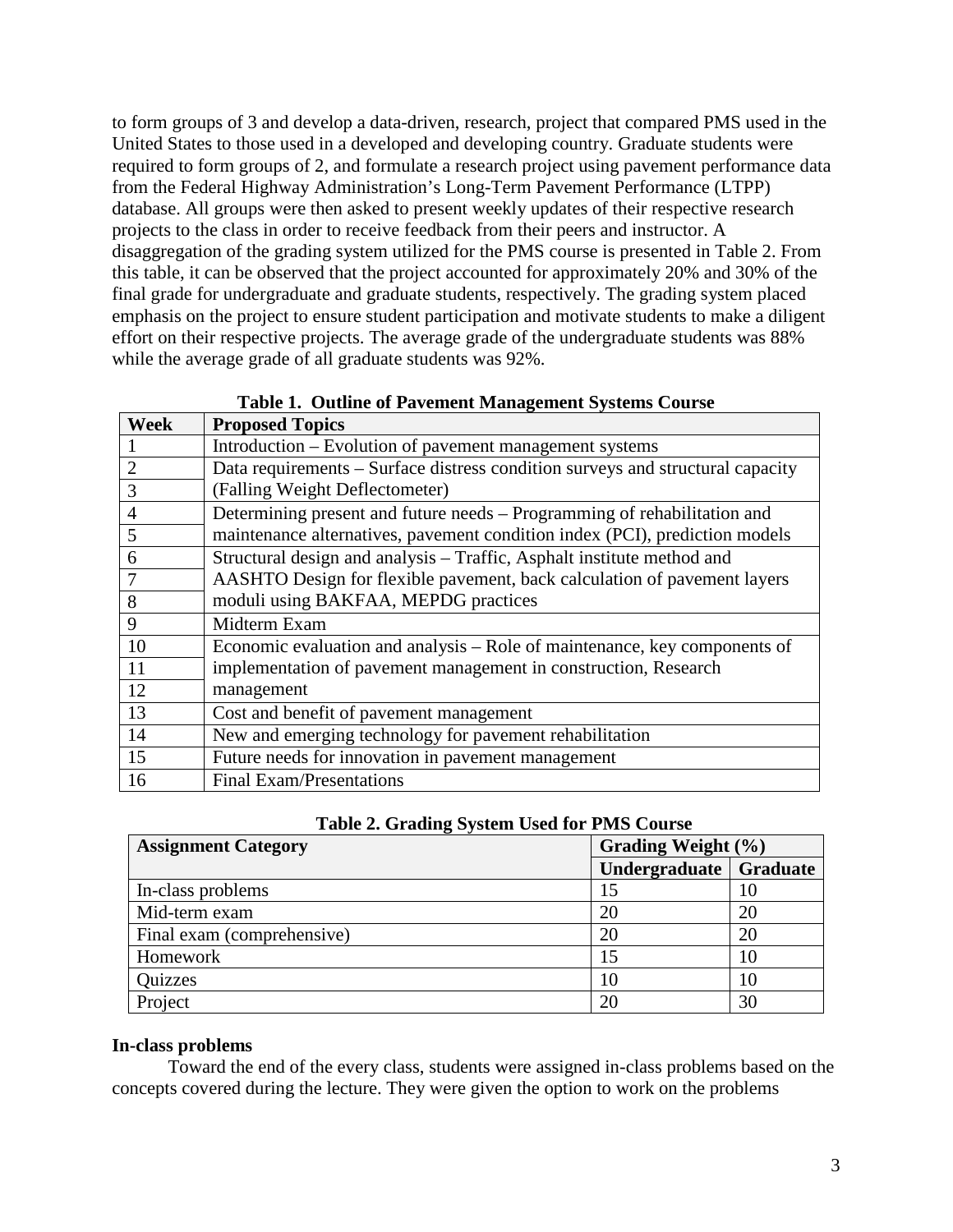to form groups of 3 and develop a data-driven, research, project that compared PMS used in the United States to those used in a developed and developing country. Graduate students were required to form groups of 2, and formulate a research project using pavement performance data from the Federal Highway Administration's Long-Term Pavement Performance (LTPP) database. All groups were then asked to present weekly updates of their respective research projects to the class in order to receive feedback from their peers and instructor. A disaggregation of the grading system utilized for the PMS course is presented in Table 2. From this table, it can be observed that the project accounted for approximately 20% and 30% of the final grade for undergraduate and graduate students, respectively. The grading system placed emphasis on the project to ensure student participation and motivate students to make a diligent effort on their respective projects. The average grade of the undergraduate students was 88% while the average grade of all graduate students was 92%.

**Table 1. Outline of Pavement Management Systems Course**

| Week | Proposed Topics |
|---|---|
| 1 | Introduction – Evolution of pavement management systems |
| 2 | Data requirements – Surface distress condition surveys and structural capacity (Falling Weight Deflectometer) |
| 3 | |
| 4 | Determining present and future needs – Programming of rehabilitation and maintenance alternatives, pavement condition index (PCI), prediction models |
| 5 | |
| 6 | Structural design and analysis – Traffic, Asphalt institute method and AASHTO Design for flexible pavement, back calculation of pavement layers moduli using BAKFAA, MEPDG practices |
| 7 | |
| 8 | |
| 9 | Midterm Exam |
| 10 | Economic evaluation and analysis – Role of maintenance, key components of implementation of pavement management in construction, Research management |
| 11 | |
| 12 | |
| 13 | Cost and benefit of pavement management |
| 14 | New and emerging technology for pavement rehabilitation |
| 15 | Future needs for innovation in pavement management |
| 16 | Final Exam/Presentations |

**Table 2. Grading System Used for PMS Course**

| Assignment Category | Grading Weight (%) | |
|---|---|---|
| | Undergraduate | Graduate |
| In-class problems | 15 | 10 |
| Mid-term exam | 20 | 20 |
| Final exam (comprehensive) | 20 | 20 |
| Homework | 15 | 10 |
| Quizzes | 10 | 10 |
| Project | 20 | 30 |

**In-class problems**

Toward the end of the every class, students were assigned in-class problems based on the concepts covered during the lecture. They were given the option to work on the problems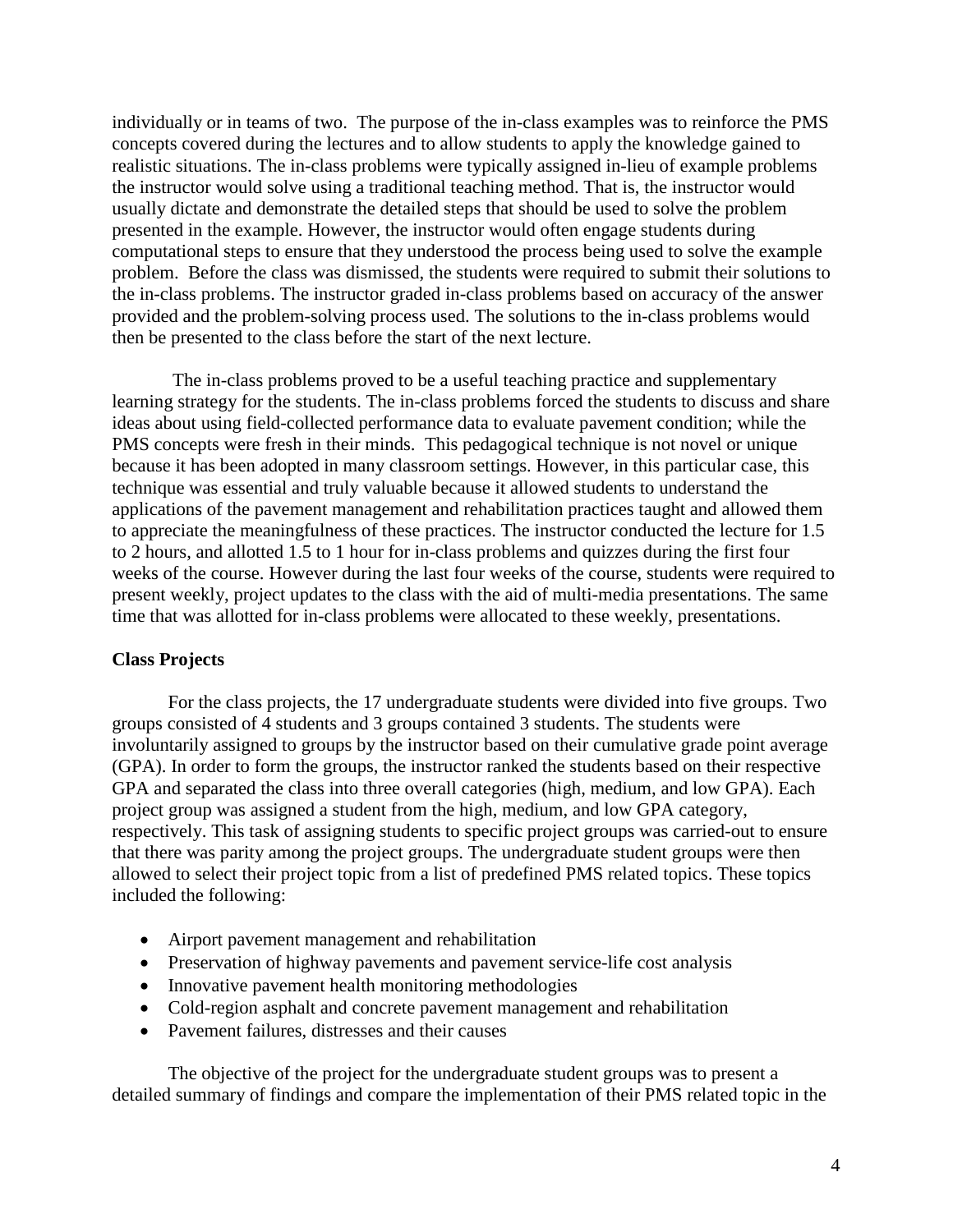individually or in teams of two. The purpose of the in-class examples was to reinforce the PMS concepts covered during the lectures and to allow students to apply the knowledge gained to realistic situations. The in-class problems were typically assigned in-lieu of example problems the instructor would solve using a traditional teaching method. That is, the instructor would usually dictate and demonstrate the detailed steps that should be used to solve the problem presented in the example. However, the instructor would often engage students during computational steps to ensure that they understood the process being used to solve the example problem. Before the class was dismissed, the students were required to submit their solutions to the in-class problems. The instructor graded in-class problems based on accuracy of the answer provided and the problem-solving process used. The solutions to the in-class problems would then be presented to the class before the start of the next lecture.

The in-class problems proved to be a useful teaching practice and supplementary learning strategy for the students. The in-class problems forced the students to discuss and share ideas about using field-collected performance data to evaluate pavement condition; while the PMS concepts were fresh in their minds. This pedagogical technique is not novel or unique because it has been adopted in many classroom settings. However, in this particular case, this technique was essential and truly valuable because it allowed students to understand the applications of the pavement management and rehabilitation practices taught and allowed them to appreciate the meaningfulness of these practices. The instructor conducted the lecture for 1.5 to 2 hours, and allotted 1.5 to 1 hour for in-class problems and quizzes during the first four weeks of the course. However during the last four weeks of the course, students were required to present weekly, project updates to the class with the aid of multi-media presentations. The same time that was allotted for in-class problems were allocated to these weekly, presentations.

**Class Projects**

For the class projects, the 17 undergraduate students were divided into five groups. Two groups consisted of 4 students and 3 groups contained 3 students. The students were involuntarily assigned to groups by the instructor based on their cumulative grade point average (GPA). In order to form the groups, the instructor ranked the students based on their respective GPA and separated the class into three overall categories (high, medium, and low GPA). Each project group was assigned a student from the high, medium, and low GPA category, respectively. This task of assigning students to specific project groups was carried-out to ensure that there was parity among the project groups. The undergraduate student groups were then allowed to select their project topic from a list of predefined PMS related topics. These topics included the following:

- Airport pavement management and rehabilitation
- Preservation of highway pavements and pavement service-life cost analysis
- Innovative pavement health monitoring methodologies
- Cold-region asphalt and concrete pavement management and rehabilitation
- Pavement failures, distresses and their causes

The objective of the project for the undergraduate student groups was to present a detailed summary of findings and compare the implementation of their PMS related topic in the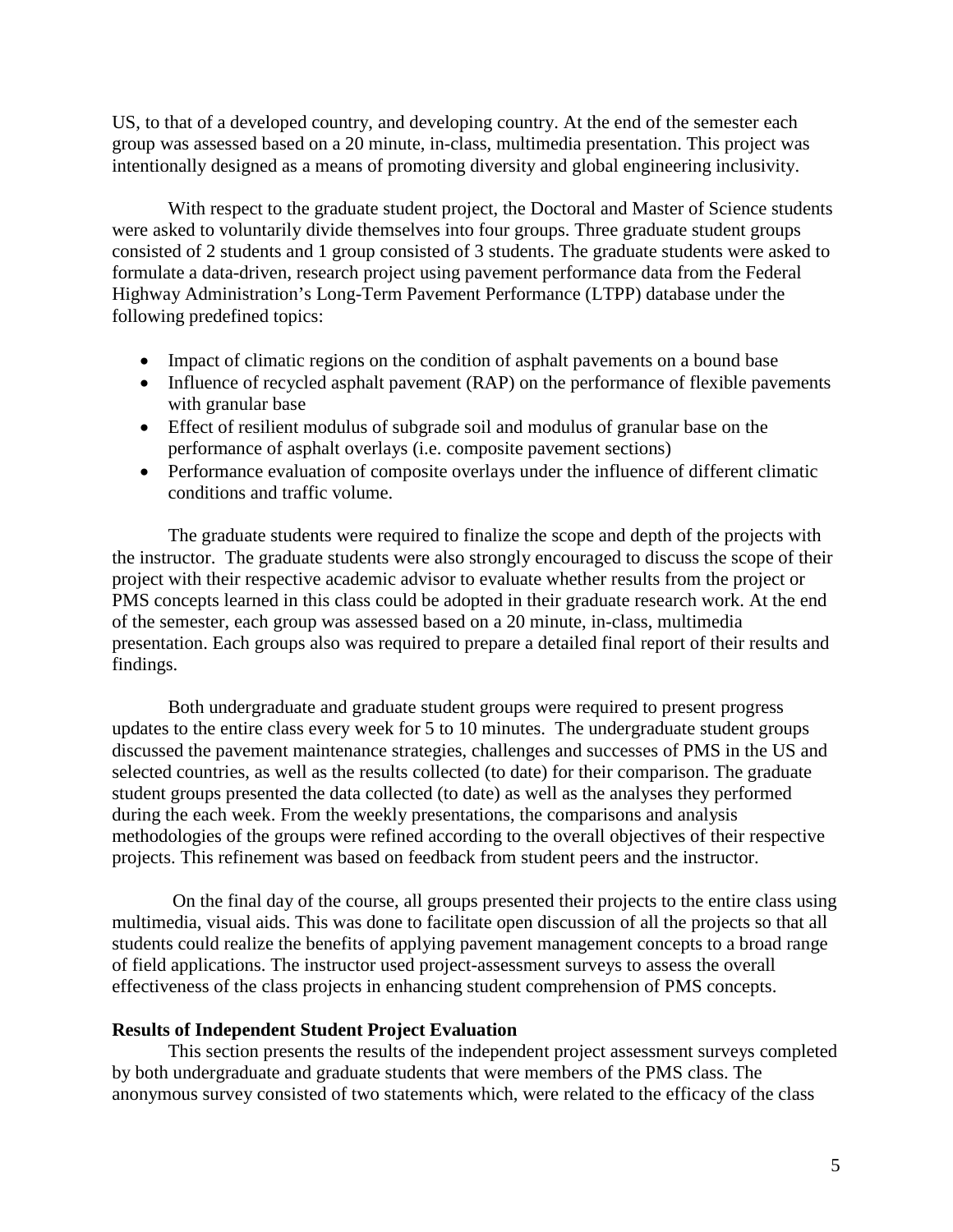US, to that of a developed country, and developing country. At the end of the semester each group was assessed based on a 20 minute, in-class, multimedia presentation. This project was intentionally designed as a means of promoting diversity and global engineering inclusivity.

With respect to the graduate student project, the Doctoral and Master of Science students were asked to voluntarily divide themselves into four groups. Three graduate student groups consisted of 2 students and 1 group consisted of 3 students. The graduate students were asked to formulate a data-driven, research project using pavement performance data from the Federal Highway Administration's Long-Term Pavement Performance (LTPP) database under the following predefined topics:

- Impact of climatic regions on the condition of asphalt pavements on a bound base
- Influence of recycled asphalt pavement (RAP) on the performance of flexible pavements with granular base
- Effect of resilient modulus of subgrade soil and modulus of granular base on the performance of asphalt overlays (i.e. composite pavement sections)
- Performance evaluation of composite overlays under the influence of different climatic conditions and traffic volume.

The graduate students were required to finalize the scope and depth of the projects with the instructor. The graduate students were also strongly encouraged to discuss the scope of their project with their respective academic advisor to evaluate whether results from the project or PMS concepts learned in this class could be adopted in their graduate research work. At the end of the semester, each group was assessed based on a 20 minute, in-class, multimedia presentation. Each groups also was required to prepare a detailed final report of their results and findings.

Both undergraduate and graduate student groups were required to present progress updates to the entire class every week for 5 to 10 minutes. The undergraduate student groups discussed the pavement maintenance strategies, challenges and successes of PMS in the US and selected countries, as well as the results collected (to date) for their comparison. The graduate student groups presented the data collected (to date) as well as the analyses they performed during the each week. From the weekly presentations, the comparisons and analysis methodologies of the groups were refined according to the overall objectives of their respective projects. This refinement was based on feedback from student peers and the instructor.

On the final day of the course, all groups presented their projects to the entire class using multimedia, visual aids. This was done to facilitate open discussion of all the projects so that all students could realize the benefits of applying pavement management concepts to a broad range of field applications. The instructor used project-assessment surveys to assess the overall effectiveness of the class projects in enhancing student comprehension of PMS concepts.

**Results of Independent Student Project Evaluation**

This section presents the results of the independent project assessment surveys completed by both undergraduate and graduate students that were members of the PMS class. The anonymous survey consisted of two statements which, were related to the efficacy of the class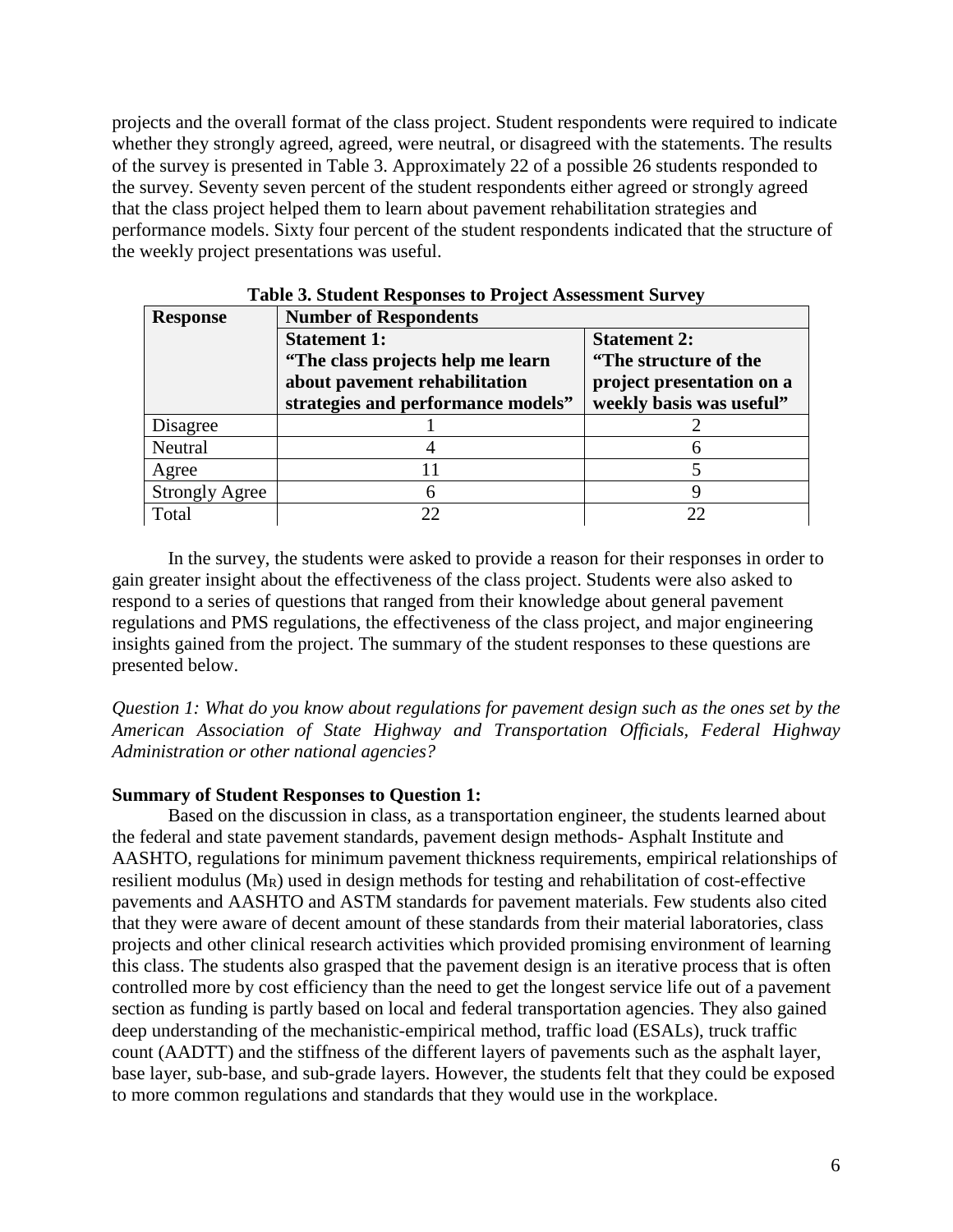projects and the overall format of the class project. Student respondents were required to indicate whether they strongly agreed, agreed, were neutral, or disagreed with the statements. The results of the survey is presented in Table 3. Approximately 22 of a possible 26 students responded to the survey. Seventy seven percent of the student respondents either agreed or strongly agreed that the class project helped them to learn about pavement rehabilitation strategies and performance models. Sixty four percent of the student respondents indicated that the structure of the weekly project presentations was useful.

**Table 3. Student Responses to Project Assessment Survey**

| Response | Number of Respondents | |
|---|---|---|
| | **Statement 1: "The class projects help me learn about pavement rehabilitation strategies and performance models"** | **Statement 2: "The structure of the project presentation on a weekly basis was useful"** |
| Disagree | 1 | 2 |
| Neutral | 4 | 6 |
| Agree | 11 | 5 |
| Strongly Agree | 6 | 9 |
| Total | 22 | 22 |

In the survey, the students were asked to provide a reason for their responses in order to gain greater insight about the effectiveness of the class project. Students were also asked to respond to a series of questions that ranged from their knowledge about general pavement regulations and PMS regulations, the effectiveness of the class project, and major engineering insights gained from the project. The summary of the student responses to these questions are presented below.

*Question 1: What do you know about regulations for pavement design such as the ones set by the American Association of State Highway and Transportation Officials, Federal Highway Administration or other national agencies?*

**Summary of Student Responses to Question 1:**

Based on the discussion in class, as a transportation engineer, the students learned about the federal and state pavement standards, pavement design methods- Asphalt Institute and AASHTO, regulations for minimum pavement thickness requirements, empirical relationships of resilient modulus ($M_R$) used in design methods for testing and rehabilitation of cost-effective pavements and AASHTO and ASTM standards for pavement materials. Few students also cited that they were aware of decent amount of these standards from their material laboratories, class projects and other clinical research activities which provided promising environment of learning this class. The students also grasped that the pavement design is an iterative process that is often controlled more by cost efficiency than the need to get the longest service life out of a pavement section as funding is partly based on local and federal transportation agencies. They also gained deep understanding of the mechanistic-empirical method, traffic load (ESALs), truck traffic count (AADTT) and the stiffness of the different layers of pavements such as the asphalt layer, base layer, sub-base, and sub-grade layers. However, the students felt that they could be exposed to more common regulations and standards that they would use in the workplace.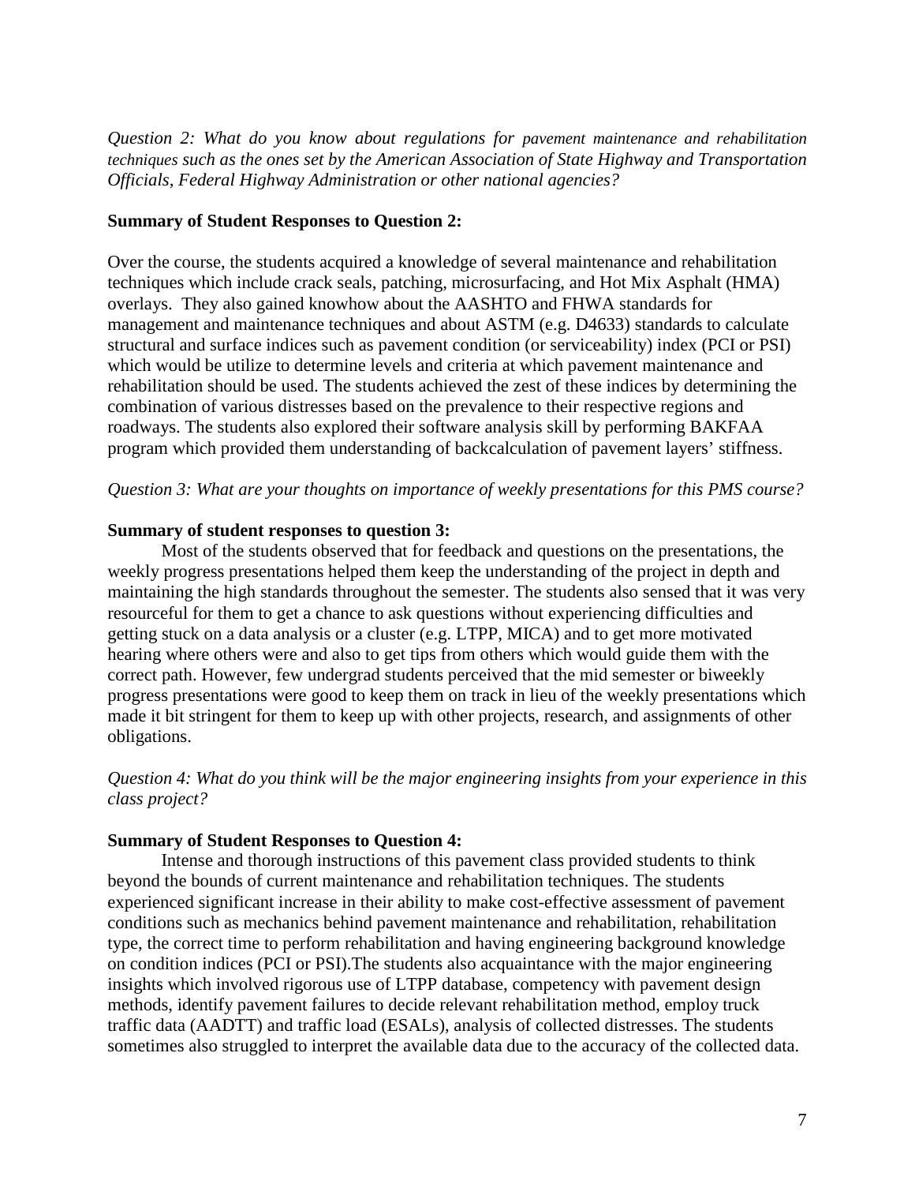*Question 2: What do you know about regulations for pavement maintenance and rehabilitation techniques such as the ones set by the American Association of State Highway and Transportation Officials, Federal Highway Administration or other national agencies?*

**Summary of Student Responses to Question 2:**

Over the course, the students acquired a knowledge of several maintenance and rehabilitation techniques which include crack seals, patching, microsurfacing, and Hot Mix Asphalt (HMA) overlays. They also gained knowhow about the AASHTO and FHWA standards for management and maintenance techniques and about ASTM (e.g. D4633) standards to calculate structural and surface indices such as pavement condition (or serviceability) index (PCI or PSI) which would be utilize to determine levels and criteria at which pavement maintenance and rehabilitation should be used. The students achieved the zest of these indices by determining the combination of various distresses based on the prevalence to their respective regions and roadways. The students also explored their software analysis skill by performing BAKFAA program which provided them understanding of backcalculation of pavement layers' stiffness.

*Question 3: What are your thoughts on importance of weekly presentations for this PMS course?*

**Summary of student responses to question 3:**

Most of the students observed that for feedback and questions on the presentations, the weekly progress presentations helped them keep the understanding of the project in depth and maintaining the high standards throughout the semester. The students also sensed that it was very resourceful for them to get a chance to ask questions without experiencing difficulties and getting stuck on a data analysis or a cluster (e.g. LTPP, MICA) and to get more motivated hearing where others were and also to get tips from others which would guide them with the correct path. However, few undergrad students perceived that the mid semester or biweekly progress presentations were good to keep them on track in lieu of the weekly presentations which made it bit stringent for them to keep up with other projects, research, and assignments of other obligations.

*Question 4: What do you think will be the major engineering insights from your experience in this class project?*

**Summary of Student Responses to Question 4:**

Intense and thorough instructions of this pavement class provided students to think beyond the bounds of current maintenance and rehabilitation techniques. The students experienced significant increase in their ability to make cost-effective assessment of pavement conditions such as mechanics behind pavement maintenance and rehabilitation, rehabilitation type, the correct time to perform rehabilitation and having engineering background knowledge on condition indices (PCI or PSI).The students also acquaintance with the major engineering insights which involved rigorous use of LTPP database, competency with pavement design methods, identify pavement failures to decide relevant rehabilitation method, employ truck traffic data (AADTT) and traffic load (ESALs), analysis of collected distresses. The students sometimes also struggled to interpret the available data due to the accuracy of the collected data.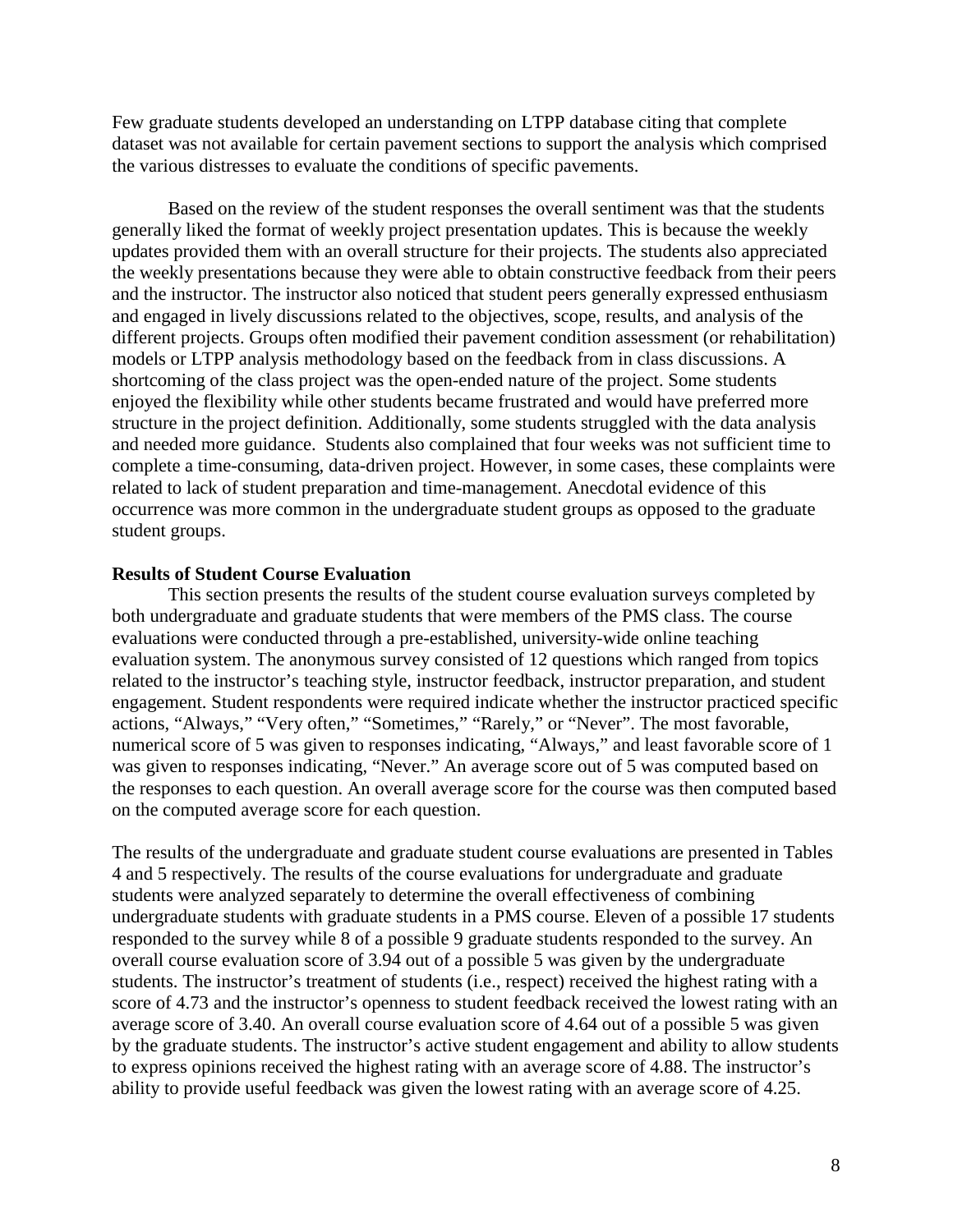Few graduate students developed an understanding on LTPP database citing that complete dataset was not available for certain pavement sections to support the analysis which comprised the various distresses to evaluate the conditions of specific pavements.

Based on the review of the student responses the overall sentiment was that the students generally liked the format of weekly project presentation updates. This is because the weekly updates provided them with an overall structure for their projects. The students also appreciated the weekly presentations because they were able to obtain constructive feedback from their peers and the instructor. The instructor also noticed that student peers generally expressed enthusiasm and engaged in lively discussions related to the objectives, scope, results, and analysis of the different projects. Groups often modified their pavement condition assessment (or rehabilitation) models or LTPP analysis methodology based on the feedback from in class discussions. A shortcoming of the class project was the open-ended nature of the project. Some students enjoyed the flexibility while other students became frustrated and would have preferred more structure in the project definition. Additionally, some students struggled with the data analysis and needed more guidance. Students also complained that four weeks was not sufficient time to complete a time-consuming, data-driven project. However, in some cases, these complaints were related to lack of student preparation and time-management. Anecdotal evidence of this occurrence was more common in the undergraduate student groups as opposed to the graduate student groups.

**Results of Student Course Evaluation**

This section presents the results of the student course evaluation surveys completed by both undergraduate and graduate students that were members of the PMS class. The course evaluations were conducted through a pre-established, university-wide online teaching evaluation system. The anonymous survey consisted of 12 questions which ranged from topics related to the instructor's teaching style, instructor feedback, instructor preparation, and student engagement. Student respondents were required indicate whether the instructor practiced specific actions, "Always," "Very often," "Sometimes," "Rarely," or "Never". The most favorable, numerical score of 5 was given to responses indicating, "Always," and least favorable score of 1 was given to responses indicating, "Never." An average score out of 5 was computed based on the responses to each question. An overall average score for the course was then computed based on the computed average score for each question.

The results of the undergraduate and graduate student course evaluations are presented in Tables 4 and 5 respectively. The results of the course evaluations for undergraduate and graduate students were analyzed separately to determine the overall effectiveness of combining undergraduate students with graduate students in a PMS course. Eleven of a possible 17 students responded to the survey while 8 of a possible 9 graduate students responded to the survey. An overall course evaluation score of 3.94 out of a possible 5 was given by the undergraduate students. The instructor's treatment of students (i.e., respect) received the highest rating with a score of 4.73 and the instructor's openness to student feedback received the lowest rating with an average score of 3.40. An overall course evaluation score of 4.64 out of a possible 5 was given by the graduate students. The instructor's active student engagement and ability to allow students to express opinions received the highest rating with an average score of 4.88. The instructor's ability to provide useful feedback was given the lowest rating with an average score of 4.25.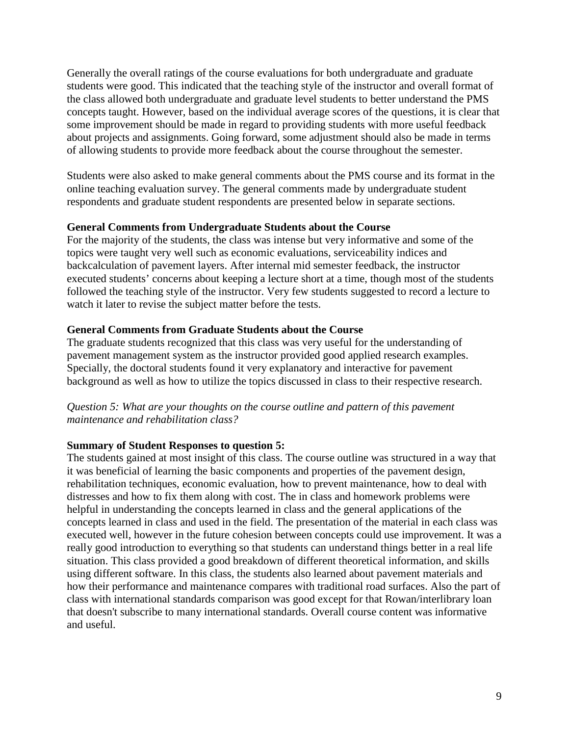Generally the overall ratings of the course evaluations for both undergraduate and graduate students were good. This indicated that the teaching style of the instructor and overall format of the class allowed both undergraduate and graduate level students to better understand the PMS concepts taught. However, based on the individual average scores of the questions, it is clear that some improvement should be made in regard to providing students with more useful feedback about projects and assignments. Going forward, some adjustment should also be made in terms of allowing students to provide more feedback about the course throughout the semester.

Students were also asked to make general comments about the PMS course and its format in the online teaching evaluation survey. The general comments made by undergraduate student respondents and graduate student respondents are presented below in separate sections.

**General Comments from Undergraduate Students about the Course**

For the majority of the students, the class was intense but very informative and some of the topics were taught very well such as economic evaluations, serviceability indices and backcalculation of pavement layers. After internal mid semester feedback, the instructor executed students' concerns about keeping a lecture short at a time, though most of the students followed the teaching style of the instructor. Very few students suggested to record a lecture to watch it later to revise the subject matter before the tests.

**General Comments from Graduate Students about the Course**

The graduate students recognized that this class was very useful for the understanding of pavement management system as the instructor provided good applied research examples. Specially, the doctoral students found it very explanatory and interactive for pavement background as well as how to utilize the topics discussed in class to their respective research.

*Question 5: What are your thoughts on the course outline and pattern of this pavement maintenance and rehabilitation class?*

**Summary of Student Responses to question 5:**

The students gained at most insight of this class. The course outline was structured in a way that it was beneficial of learning the basic components and properties of the pavement design, rehabilitation techniques, economic evaluation, how to prevent maintenance, how to deal with distresses and how to fix them along with cost. The in class and homework problems were helpful in understanding the concepts learned in class and the general applications of the concepts learned in class and used in the field. The presentation of the material in each class was executed well, however in the future cohesion between concepts could use improvement. It was a really good introduction to everything so that students can understand things better in a real life situation. This class provided a good breakdown of different theoretical information, and skills using different software. In this class, the students also learned about pavement materials and how their performance and maintenance compares with traditional road surfaces. Also the part of class with international standards comparison was good except for that Rowan/interlibrary loan that doesn't subscribe to many international standards. Overall course content was informative and useful.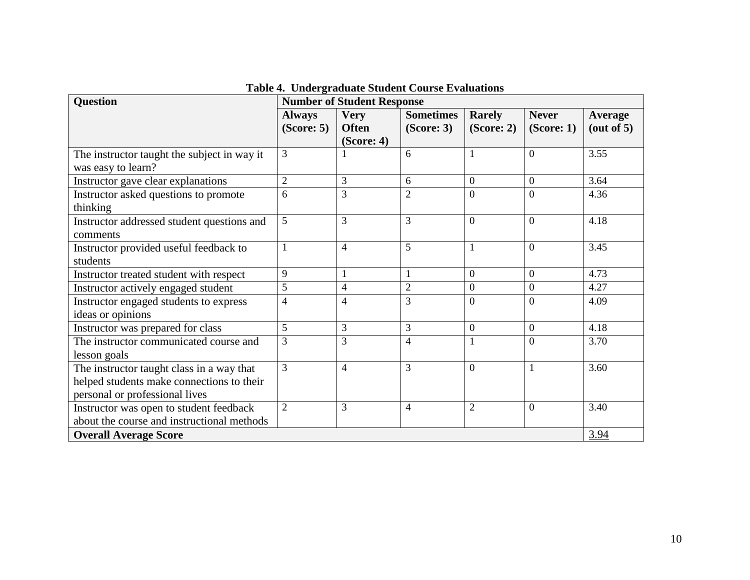**Table 4. Undergraduate Student Course Evaluations**

| Question | Number of Student Response | | | | | |
|---|---|---|---|---|---|---|
| | **Always (Score: 5)** | **Very Often (Score: 4)** | **Sometimes (Score: 3)** | **Rarely (Score: 2)** | **Never (Score: 1)** | **Average (out of 5)** |
| The instructor taught the subject in way it was easy to learn? | 3 | 1 | 6 | 1 | 0 | 3.55 |
| Instructor gave clear explanations | 2 | 3 | 6 | 0 | 0 | 3.64 |
| Instructor asked questions to promote thinking | 6 | 3 | 2 | 0 | 0 | 4.36 |
| Instructor addressed student questions and comments | 5 | 3 | 3 | 0 | 0 | 4.18 |
| Instructor provided useful feedback to students | 1 | 4 | 5 | 1 | 0 | 3.45 |
| Instructor treated student with respect | 9 | 1 | 1 | 0 | 0 | 4.73 |
| Instructor actively engaged student | 5 | 4 | 2 | 0 | 0 | 4.27 |
| Instructor engaged students to express ideas or opinions | 4 | 4 | 3 | 0 | 0 | 4.09 |
| Instructor was prepared for class | 5 | 3 | 3 | 0 | 0 | 4.18 |
| The instructor communicated course and lesson goals | 3 | 3 | 4 | 1 | 0 | 3.70 |
| The instructor taught class in a way that helped students make connections to their personal or professional lives | 3 | 4 | 3 | 0 | 1 | 3.60 |
| Instructor was open to student feedback about the course and instructional methods | 2 | 3 | 4 | 2 | 0 | 3.40 |
| **Overall Average Score** | | | | | | 3.94 |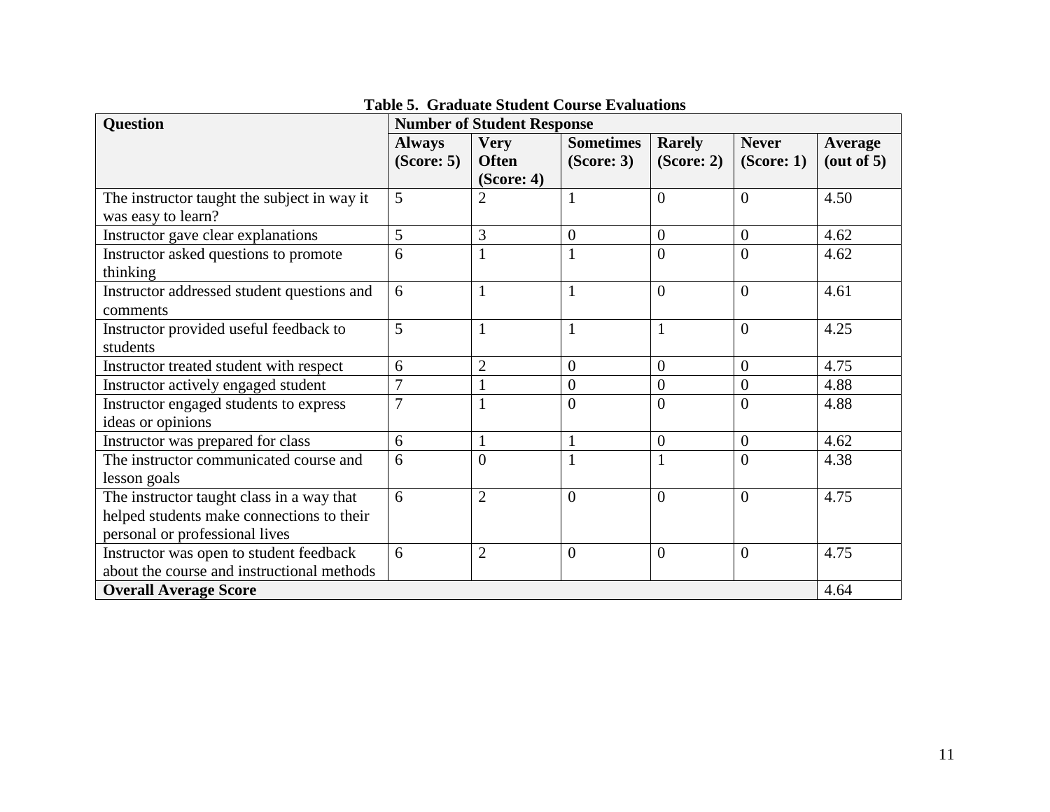**Table 5. Graduate Student Course Evaluations**

| Question | Number of Student Response | | | | | |
|---|---|---|---|---|---|---|
| | **Always (Score: 5)** | **Very Often (Score: 4)** | **Sometimes (Score: 3)** | **Rarely (Score: 2)** | **Never (Score: 1)** | **Average (out of 5)** |
| The instructor taught the subject in way it was easy to learn? | 5 | 2 | 1 | 0 | 0 | 4.50 |
| Instructor gave clear explanations | 5 | 3 | 0 | 0 | 0 | 4.62 |
| Instructor asked questions to promote thinking | 6 | 1 | 1 | 0 | 0 | 4.62 |
| Instructor addressed student questions and comments | 6 | 1 | 1 | 0 | 0 | 4.61 |
| Instructor provided useful feedback to students | 5 | 1 | 1 | 1 | 0 | 4.25 |
| Instructor treated student with respect | 6 | 2 | 0 | 0 | 0 | 4.75 |
| Instructor actively engaged student | 7 | 1 | 0 | 0 | 0 | 4.88 |
| Instructor engaged students to express ideas or opinions | 7 | 1 | 0 | 0 | 0 | 4.88 |
| Instructor was prepared for class | 6 | 1 | 1 | 0 | 0 | 4.62 |
| The instructor communicated course and lesson goals | 6 | 0 | 1 | 1 | 0 | 4.38 |
| The instructor taught class in a way that helped students make connections to their personal or professional lives | 6 | 2 | 0 | 0 | 0 | 4.75 |
| Instructor was open to student feedback about the course and instructional methods | 6 | 2 | 0 | 0 | 0 | 4.75 |
| **Overall Average Score** | | | | | | 4.64 |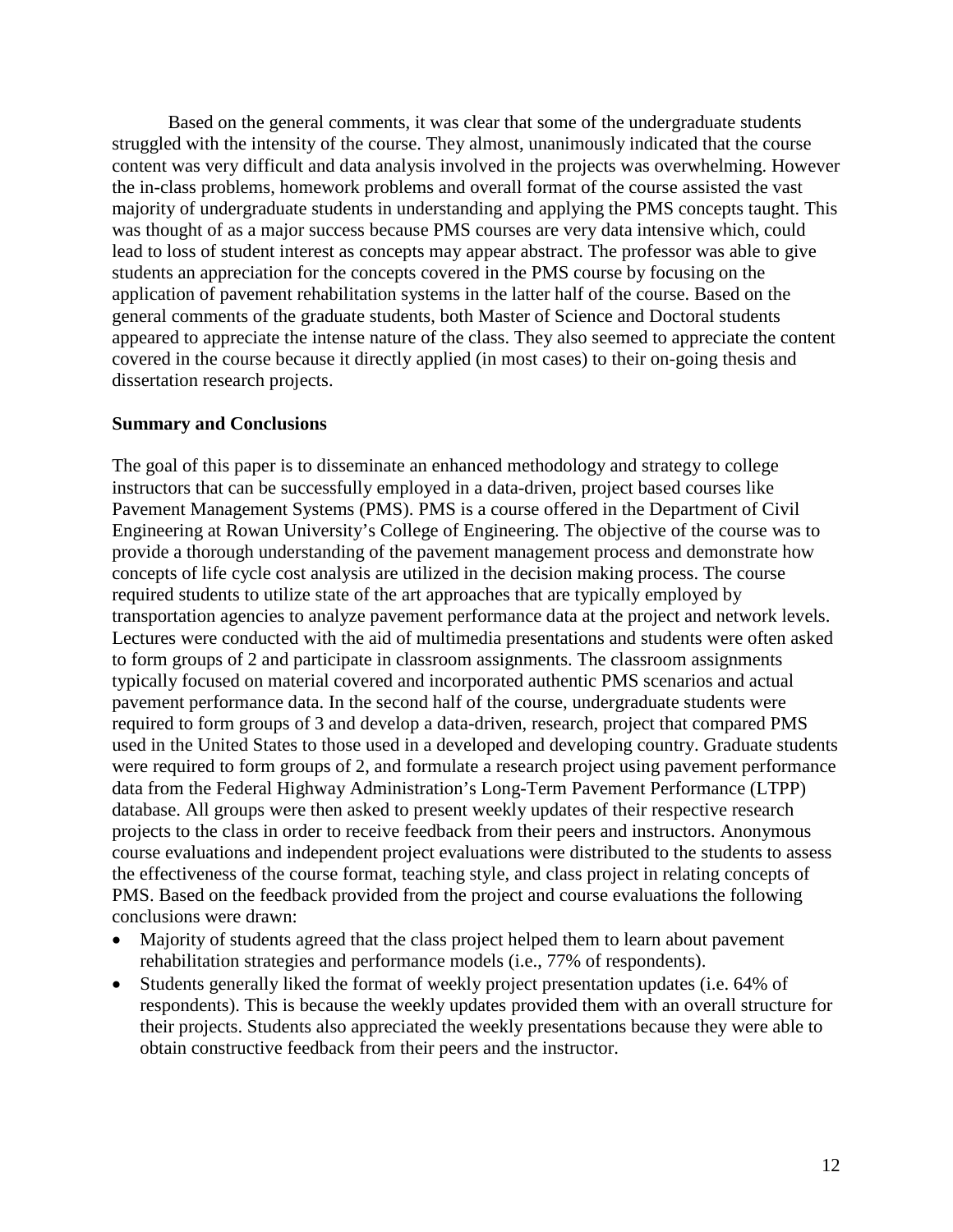Based on the general comments, it was clear that some of the undergraduate students struggled with the intensity of the course. They almost, unanimously indicated that the course content was very difficult and data analysis involved in the projects was overwhelming. However the in-class problems, homework problems and overall format of the course assisted the vast majority of undergraduate students in understanding and applying the PMS concepts taught. This was thought of as a major success because PMS courses are very data intensive which, could lead to loss of student interest as concepts may appear abstract. The professor was able to give students an appreciation for the concepts covered in the PMS course by focusing on the application of pavement rehabilitation systems in the latter half of the course. Based on the general comments of the graduate students, both Master of Science and Doctoral students appeared to appreciate the intense nature of the class. They also seemed to appreciate the content covered in the course because it directly applied (in most cases) to their on-going thesis and dissertation research projects.

**Summary and Conclusions**

The goal of this paper is to disseminate an enhanced methodology and strategy to college instructors that can be successfully employed in a data-driven, project based courses like Pavement Management Systems (PMS). PMS is a course offered in the Department of Civil Engineering at Rowan University's College of Engineering. The objective of the course was to provide a thorough understanding of the pavement management process and demonstrate how concepts of life cycle cost analysis are utilized in the decision making process. The course required students to utilize state of the art approaches that are typically employed by transportation agencies to analyze pavement performance data at the project and network levels. Lectures were conducted with the aid of multimedia presentations and students were often asked to form groups of 2 and participate in classroom assignments. The classroom assignments typically focused on material covered and incorporated authentic PMS scenarios and actual pavement performance data. In the second half of the course, undergraduate students were required to form groups of 3 and develop a data-driven, research, project that compared PMS used in the United States to those used in a developed and developing country. Graduate students were required to form groups of 2, and formulate a research project using pavement performance data from the Federal Highway Administration's Long-Term Pavement Performance (LTPP) database. All groups were then asked to present weekly updates of their respective research projects to the class in order to receive feedback from their peers and instructors. Anonymous course evaluations and independent project evaluations were distributed to the students to assess the effectiveness of the course format, teaching style, and class project in relating concepts of PMS. Based on the feedback provided from the project and course evaluations the following conclusions were drawn:

- Majority of students agreed that the class project helped them to learn about pavement rehabilitation strategies and performance models (i.e., 77% of respondents).
- Students generally liked the format of weekly project presentation updates (i.e. 64% of respondents). This is because the weekly updates provided them with an overall structure for their projects. Students also appreciated the weekly presentations because they were able to obtain constructive feedback from their peers and the instructor.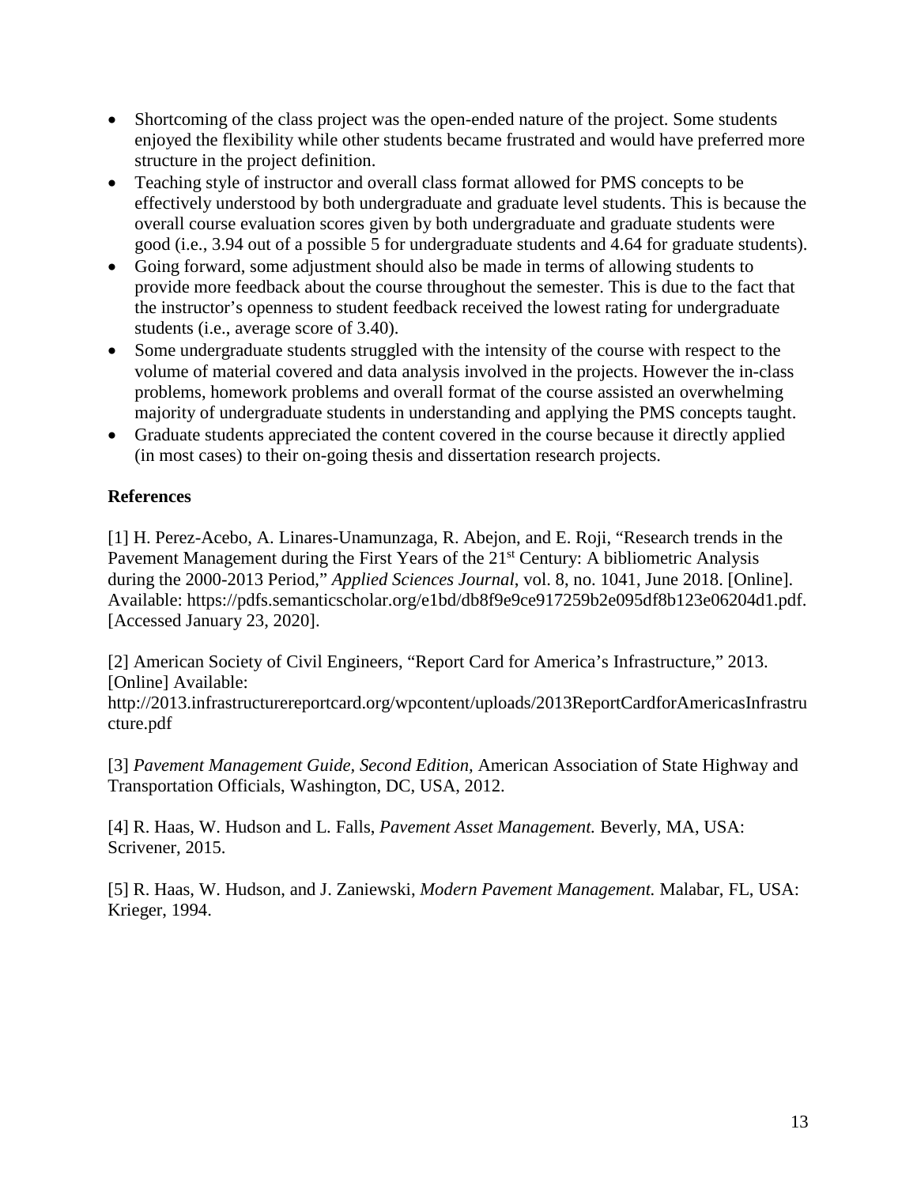- Shortcoming of the class project was the open-ended nature of the project. Some students enjoyed the flexibility while other students became frustrated and would have preferred more structure in the project definition.
- Teaching style of instructor and overall class format allowed for PMS concepts to be effectively understood by both undergraduate and graduate level students. This is because the overall course evaluation scores given by both undergraduate and graduate students were good (i.e., 3.94 out of a possible 5 for undergraduate students and 4.64 for graduate students).
- Going forward, some adjustment should also be made in terms of allowing students to provide more feedback about the course throughout the semester. This is due to the fact that the instructor's openness to student feedback received the lowest rating for undergraduate students (i.e., average score of 3.40).
- Some undergraduate students struggled with the intensity of the course with respect to the volume of material covered and data analysis involved in the projects. However the in-class problems, homework problems and overall format of the course assisted an overwhelming majority of undergraduate students in understanding and applying the PMS concepts taught.
- Graduate students appreciated the content covered in the course because it directly applied (in most cases) to their on-going thesis and dissertation research projects.

**References**

[1] H. Perez-Acebo, A. Linares-Unamunzaga, R. Abejon, and E. Roji, "Research trends in the Pavement Management during the First Years of the 21st Century: A bibliometric Analysis during the 2000-2013 Period," *Applied Sciences Journal*, vol. 8, no. 1041, June 2018. [Online]. Available: https://pdfs.semanticscholar.org/e1bd/db8f9e9ce917259b2e095df8b123e06204d1.pdf. [Accessed January 23, 2020].

[2] American Society of Civil Engineers, "Report Card for America's Infrastructure," 2013. [Online] Available: http://2013.infrastructurereportcard.org/wpcontent/uploads/2013ReportCardforAmericasInfrastructure.pdf

[3] *Pavement Management Guide, Second Edition,* American Association of State Highway and Transportation Officials, Washington, DC, USA, 2012.

[4] R. Haas, W. Hudson and L. Falls, *Pavement Asset Management.* Beverly, MA, USA: Scrivener, 2015.

[5] R. Haas, W. Hudson, and J. Zaniewski, *Modern Pavement Management.* Malabar, FL, USA: Krieger, 1994.